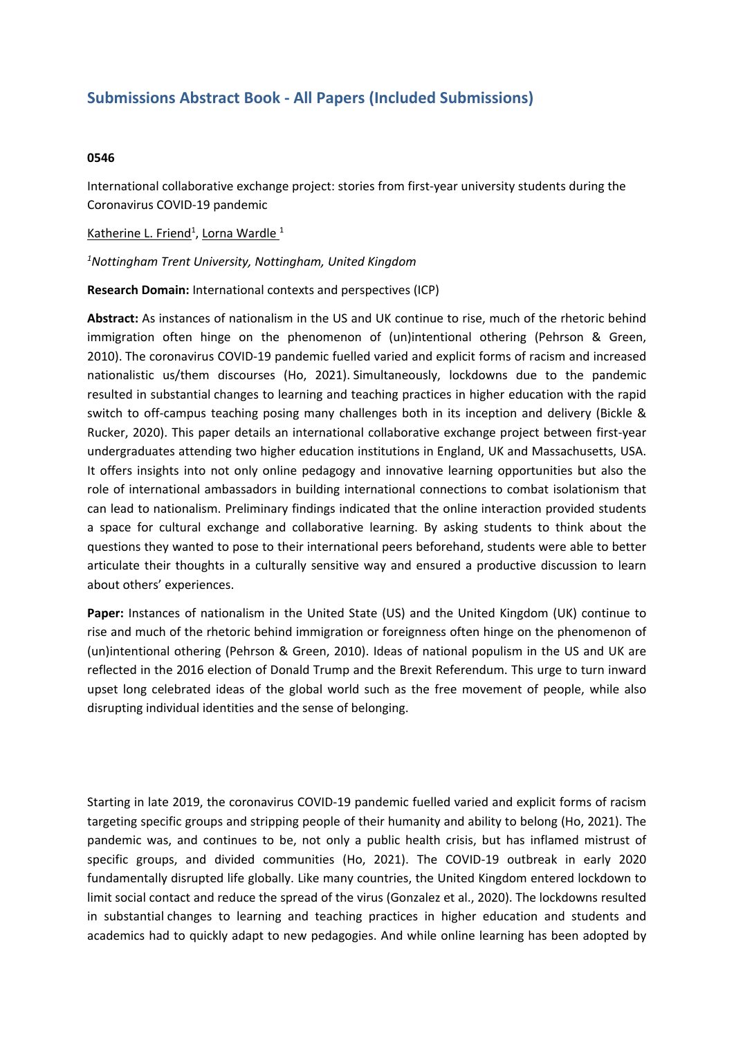## Submissions Abstract Book - All Papers (Included Submissions)

**0546**

International collaborative exchange project: stories from first-year university students during the Coronavirus COVID-19 pandemic

Katherine L. Friend[1], Lorna Wardle [1]

*[1]Nottingham Trent University, Nottingham, United Kingdom*

**Research Domain:** International contexts and perspectives (ICP)

**Abstract:** As instances of nationalism in the US and UK continue to rise, much of the rhetoric behind immigration often hinge on the phenomenon of (un)intentional othering (Pehrson & Green, 2010). The coronavirus COVID-19 pandemic fuelled varied and explicit forms of racism and increased nationalistic us/them discourses (Ho, 2021). Simultaneously, lockdowns due to the pandemic resulted in substantial changes to learning and teaching practices in higher education with the rapid switch to off-campus teaching posing many challenges both in its inception and delivery (Bickle & Rucker, 2020). This paper details an international collaborative exchange project between first-year undergraduates attending two higher education institutions in England, UK and Massachusetts, USA. It offers insights into not only online pedagogy and innovative learning opportunities but also the role of international ambassadors in building international connections to combat isolationism that can lead to nationalism. Preliminary findings indicated that the online interaction provided students a space for cultural exchange and collaborative learning. By asking students to think about the questions they wanted to pose to their international peers beforehand, students were able to better articulate their thoughts in a culturally sensitive way and ensured a productive discussion to learn about others' experiences.

**Paper:** Instances of nationalism in the United State (US) and the United Kingdom (UK) continue to rise and much of the rhetoric behind immigration or foreignness often hinge on the phenomenon of (un)intentional othering (Pehrson & Green, 2010). Ideas of national populism in the US and UK are reflected in the 2016 election of Donald Trump and the Brexit Referendum. This urge to turn inward upset long celebrated ideas of the global world such as the free movement of people, while also disrupting individual identities and the sense of belonging.

Starting in late 2019, the coronavirus COVID-19 pandemic fuelled varied and explicit forms of racism targeting specific groups and stripping people of their humanity and ability to belong (Ho, 2021). The pandemic was, and continues to be, not only a public health crisis, but has inflamed mistrust of specific groups, and divided communities (Ho, 2021). The COVID-19 outbreak in early 2020 fundamentally disrupted life globally. Like many countries, the United Kingdom entered lockdown to limit social contact and reduce the spread of the virus (Gonzalez et al., 2020). The lockdowns resulted in substantial changes to learning and teaching practices in higher education and students and academics had to quickly adapt to new pedagogies. And while online learning has been adopted by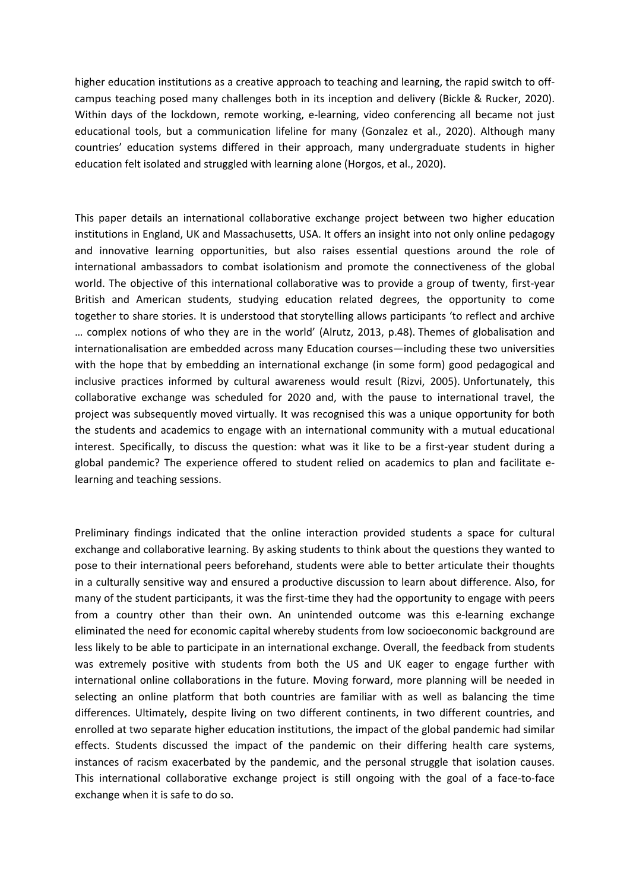higher education institutions as a creative approach to teaching and learning, the rapid switch to off-campus teaching posed many challenges both in its inception and delivery (Bickle & Rucker, 2020). Within days of the lockdown, remote working, e-learning, video conferencing all became not just educational tools, but a communication lifeline for many (Gonzalez et al., 2020). Although many countries' education systems differed in their approach, many undergraduate students in higher education felt isolated and struggled with learning alone (Horgos, et al., 2020).

This paper details an international collaborative exchange project between two higher education institutions in England, UK and Massachusetts, USA. It offers an insight into not only online pedagogy and innovative learning opportunities, but also raises essential questions around the role of international ambassadors to combat isolationism and promote the connectiveness of the global world. The objective of this international collaborative was to provide a group of twenty, first-year British and American students, studying education related degrees, the opportunity to come together to share stories. It is understood that storytelling allows participants 'to reflect and archive … complex notions of who they are in the world' (Alrutz, 2013, p.48). Themes of globalisation and internationalisation are embedded across many Education courses—including these two universities with the hope that by embedding an international exchange (in some form) good pedagogical and inclusive practices informed by cultural awareness would result (Rizvi, 2005). Unfortunately, this collaborative exchange was scheduled for 2020 and, with the pause to international travel, the project was subsequently moved virtually. It was recognised this was a unique opportunity for both the students and academics to engage with an international community with a mutual educational interest. Specifically, to discuss the question: what was it like to be a first-year student during a global pandemic? The experience offered to student relied on academics to plan and facilitate e-learning and teaching sessions.

Preliminary findings indicated that the online interaction provided students a space for cultural exchange and collaborative learning. By asking students to think about the questions they wanted to pose to their international peers beforehand, students were able to better articulate their thoughts in a culturally sensitive way and ensured a productive discussion to learn about difference. Also, for many of the student participants, it was the first-time they had the opportunity to engage with peers from a country other than their own. An unintended outcome was this e-learning exchange eliminated the need for economic capital whereby students from low socioeconomic background are less likely to be able to participate in an international exchange. Overall, the feedback from students was extremely positive with students from both the US and UK eager to engage further with international online collaborations in the future. Moving forward, more planning will be needed in selecting an online platform that both countries are familiar with as well as balancing the time differences. Ultimately, despite living on two different continents, in two different countries, and enrolled at two separate higher education institutions, the impact of the global pandemic had similar effects. Students discussed the impact of the pandemic on their differing health care systems, instances of racism exacerbated by the pandemic, and the personal struggle that isolation causes. This international collaborative exchange project is still ongoing with the goal of a face-to-face exchange when it is safe to do so.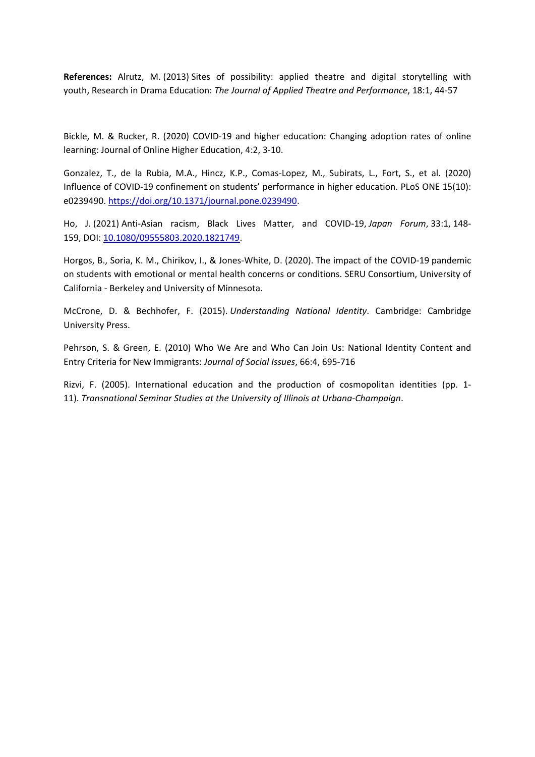**References:** Alrutz, M. (2013) Sites of possibility: applied theatre and digital storytelling with youth, Research in Drama Education: *The Journal of Applied Theatre and Performance*, 18:1, 44-57

Bickle, M. & Rucker, R. (2020) COVID-19 and higher education: Changing adoption rates of online learning: Journal of Online Higher Education, 4:2, 3-10.

Gonzalez, T., de la Rubia, M.A., Hincz, K.P., Comas-Lopez, M., Subirats, L., Fort, S., et al. (2020) Influence of COVID-19 confinement on students' performance in higher education. PLoS ONE 15(10): e0239490. https://doi.org/10.1371/journal.pone.0239490.

Ho, J. (2021) Anti-Asian racism, Black Lives Matter, and COVID-19, *Japan Forum*, 33:1, 148-159, DOI: 10.1080/09555803.2020.1821749.

Horgos, B., Soria, K. M., Chirikov, I., & Jones-White, D. (2020). The impact of the COVID-19 pandemic on students with emotional or mental health concerns or conditions. SERU Consortium, University of California - Berkeley and University of Minnesota.

McCrone, D. & Bechhofer, F. (2015). *Understanding National Identity*. Cambridge: Cambridge University Press.

Pehrson, S. & Green, E. (2010) Who We Are and Who Can Join Us: National Identity Content and Entry Criteria for New Immigrants: *Journal of Social Issues*, 66:4, 695-716

Rizvi, F. (2005). International education and the production of cosmopolitan identities (pp. 1-11). *Transnational Seminar Studies at the University of Illinois at Urbana-Champaign*.